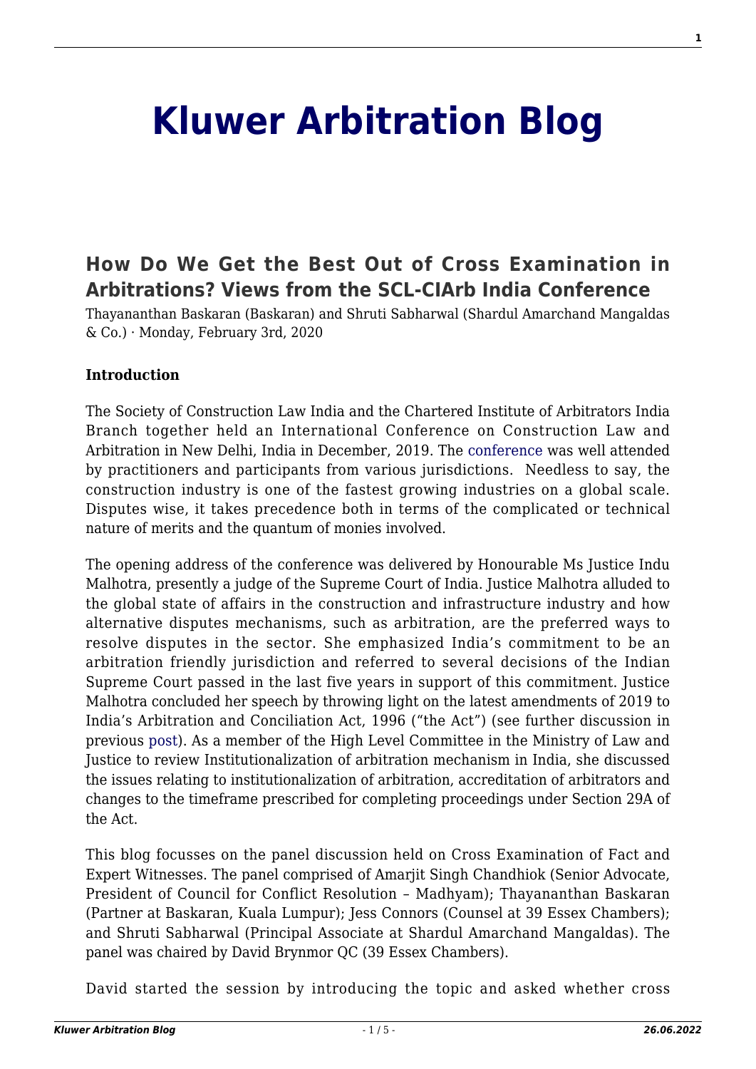# Kluwer Arbitration Blog

## How Do We Get the Best Out of Cross Examination in Arbitrations? Views from the SCL-CIArb India Conference

Thayananthan Baskaran (Baskaran) and Shruti Sabharwal (Shardul Amarchand Mangaldas & Co.) · Monday, February 3rd, 2020

**Introduction**

The Society of Construction Law India and the Chartered Institute of Arbitrators India Branch together held an International Conference on Construction Law and Arbitration in New Delhi, India in December, 2019. The conference was well attended by practitioners and participants from various jurisdictions. Needless to say, the construction industry is one of the fastest growing industries on a global scale. Disputes wise, it takes precedence both in terms of the complicated or technical nature of merits and the quantum of monies involved.

The opening address of the conference was delivered by Honourable Ms Justice Indu Malhotra, presently a judge of the Supreme Court of India. Justice Malhotra alluded to the global state of affairs in the construction and infrastructure industry and how alternative disputes mechanisms, such as arbitration, are the preferred ways to resolve disputes in the sector. She emphasized India's commitment to be an arbitration friendly jurisdiction and referred to several decisions of the Indian Supreme Court passed in the last five years in support of this commitment. Justice Malhotra concluded her speech by throwing light on the latest amendments of 2019 to India's Arbitration and Conciliation Act, 1996 ("the Act") (see further discussion in previous post). As a member of the High Level Committee in the Ministry of Law and Justice to review Institutionalization of arbitration mechanism in India, she discussed the issues relating to institutionalization of arbitration, accreditation of arbitrators and changes to the timeframe prescribed for completing proceedings under Section 29A of the Act.

This blog focusses on the panel discussion held on Cross Examination of Fact and Expert Witnesses. The panel comprised of Amarjit Singh Chandhiok (Senior Advocate, President of Council for Conflict Resolution – Madhyam); Thayananthan Baskaran (Partner at Baskaran, Kuala Lumpur); Jess Connors (Counsel at 39 Essex Chambers); and Shruti Sabharwal (Principal Associate at Shardul Amarchand Mangaldas). The panel was chaired by David Brynmor QC (39 Essex Chambers).

David started the session by introducing the topic and asked whether cross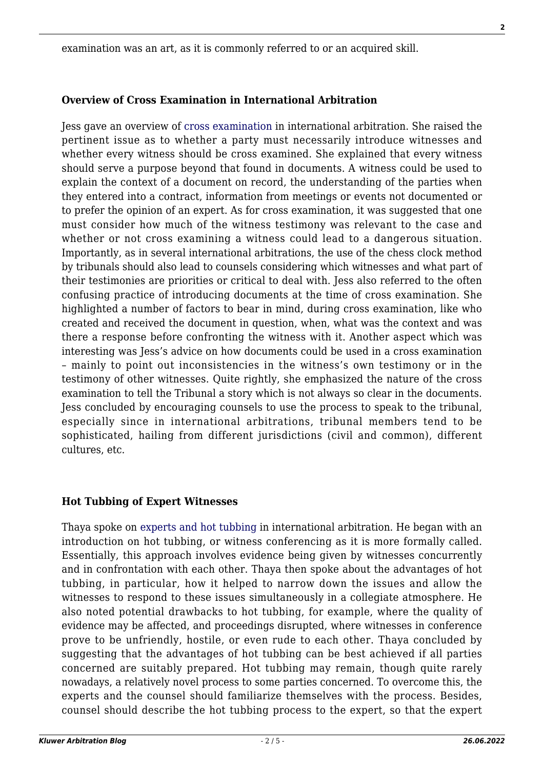examination was an art, as it is commonly referred to or an acquired skill.

**Overview of Cross Examination in International Arbitration**

Jess gave an overview of cross examination in international arbitration. She raised the pertinent issue as to whether a party must necessarily introduce witnesses and whether every witness should be cross examined. She explained that every witness should serve a purpose beyond that found in documents. A witness could be used to explain the context of a document on record, the understanding of the parties when they entered into a contract, information from meetings or events not documented or to prefer the opinion of an expert. As for cross examination, it was suggested that one must consider how much of the witness testimony was relevant to the case and whether or not cross examining a witness could lead to a dangerous situation. Importantly, as in several international arbitrations, the use of the chess clock method by tribunals should also lead to counsels considering which witnesses and what part of their testimonies are priorities or critical to deal with. Jess also referred to the often confusing practice of introducing documents at the time of cross examination. She highlighted a number of factors to bear in mind, during cross examination, like who created and received the document in question, when, what was the context and was there a response before confronting the witness with it. Another aspect which was interesting was Jess's advice on how documents could be used in a cross examination – mainly to point out inconsistencies in the witness's own testimony or in the testimony of other witnesses. Quite rightly, she emphasized the nature of the cross examination to tell the Tribunal a story which is not always so clear in the documents. Jess concluded by encouraging counsels to use the process to speak to the tribunal, especially since in international arbitrations, tribunal members tend to be sophisticated, hailing from different jurisdictions (civil and common), different cultures, etc.

**Hot Tubbing of Expert Witnesses**

Thaya spoke on experts and hot tubbing in international arbitration. He began with an introduction on hot tubbing, or witness conferencing as it is more formally called. Essentially, this approach involves evidence being given by witnesses concurrently and in confrontation with each other. Thaya then spoke about the advantages of hot tubbing, in particular, how it helped to narrow down the issues and allow the witnesses to respond to these issues simultaneously in a collegiate atmosphere. He also noted potential drawbacks to hot tubbing, for example, where the quality of evidence may be affected, and proceedings disrupted, where witnesses in conference prove to be unfriendly, hostile, or even rude to each other. Thaya concluded by suggesting that the advantages of hot tubbing can be best achieved if all parties concerned are suitably prepared. Hot tubbing may remain, though quite rarely nowadays, a relatively novel process to some parties concerned. To overcome this, the experts and the counsel should familiarize themselves with the process. Besides, counsel should describe the hot tubbing process to the expert, so that the expert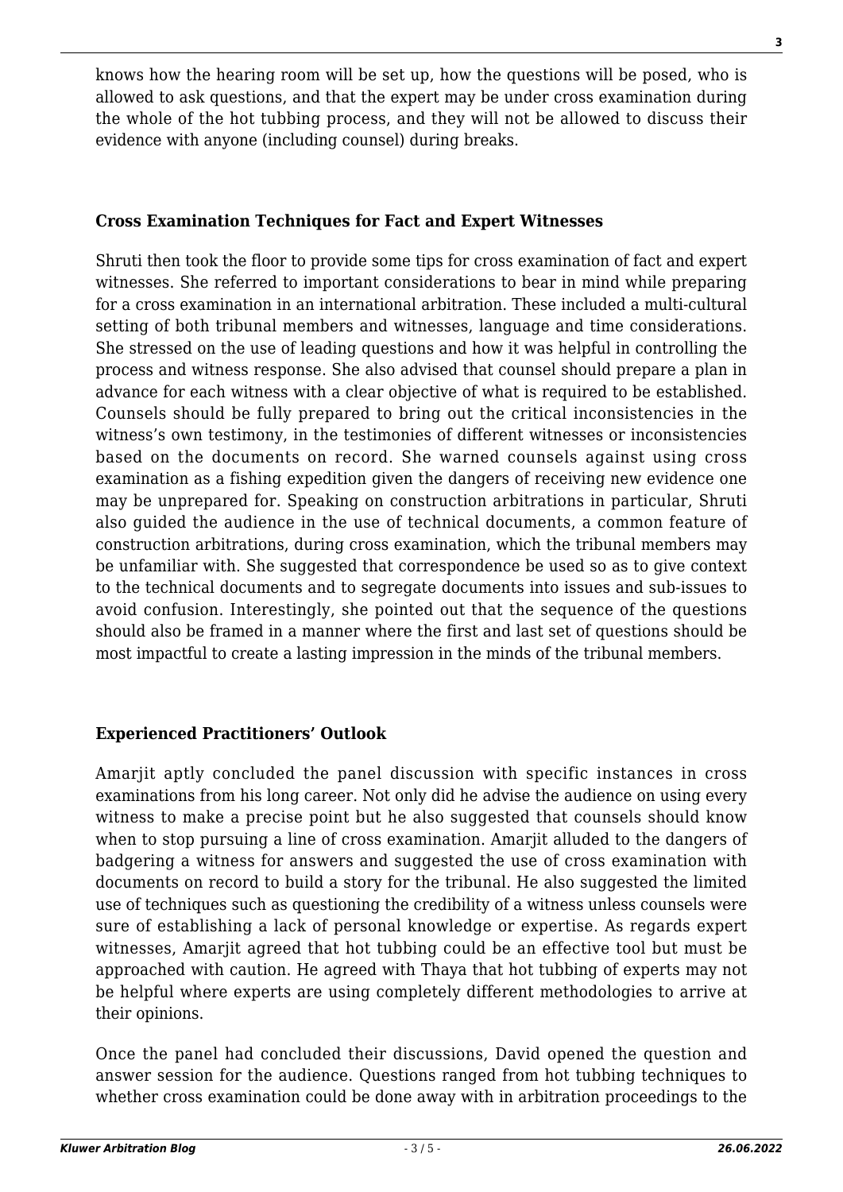knows how the hearing room will be set up, how the questions will be posed, who is allowed to ask questions, and that the expert may be under cross examination during the whole of the hot tubbing process, and they will not be allowed to discuss their evidence with anyone (including counsel) during breaks.

### Cross Examination Techniques for Fact and Expert Witnesses

Shruti then took the floor to provide some tips for cross examination of fact and expert witnesses. She referred to important considerations to bear in mind while preparing for a cross examination in an international arbitration. These included a multi-cultural setting of both tribunal members and witnesses, language and time considerations. She stressed on the use of leading questions and how it was helpful in controlling the process and witness response. She also advised that counsel should prepare a plan in advance for each witness with a clear objective of what is required to be established. Counsels should be fully prepared to bring out the critical inconsistencies in the witness's own testimony, in the testimonies of different witnesses or inconsistencies based on the documents on record. She warned counsels against using cross examination as a fishing expedition given the dangers of receiving new evidence one may be unprepared for. Speaking on construction arbitrations in particular, Shruti also guided the audience in the use of technical documents, a common feature of construction arbitrations, during cross examination, which the tribunal members may be unfamiliar with. She suggested that correspondence be used so as to give context to the technical documents and to segregate documents into issues and sub-issues to avoid confusion. Interestingly, she pointed out that the sequence of the questions should also be framed in a manner where the first and last set of questions should be most impactful to create a lasting impression in the minds of the tribunal members.

### Experienced Practitioners' Outlook

Amarjit aptly concluded the panel discussion with specific instances in cross examinations from his long career. Not only did he advise the audience on using every witness to make a precise point but he also suggested that counsels should know when to stop pursuing a line of cross examination. Amarjit alluded to the dangers of badgering a witness for answers and suggested the use of cross examination with documents on record to build a story for the tribunal. He also suggested the limited use of techniques such as questioning the credibility of a witness unless counsels were sure of establishing a lack of personal knowledge or expertise. As regards expert witnesses, Amarjit agreed that hot tubbing could be an effective tool but must be approached with caution. He agreed with Thaya that hot tubbing of experts may not be helpful where experts are using completely different methodologies to arrive at their opinions.

Once the panel had concluded their discussions, David opened the question and answer session for the audience. Questions ranged from hot tubbing techniques to whether cross examination could be done away with in arbitration proceedings to the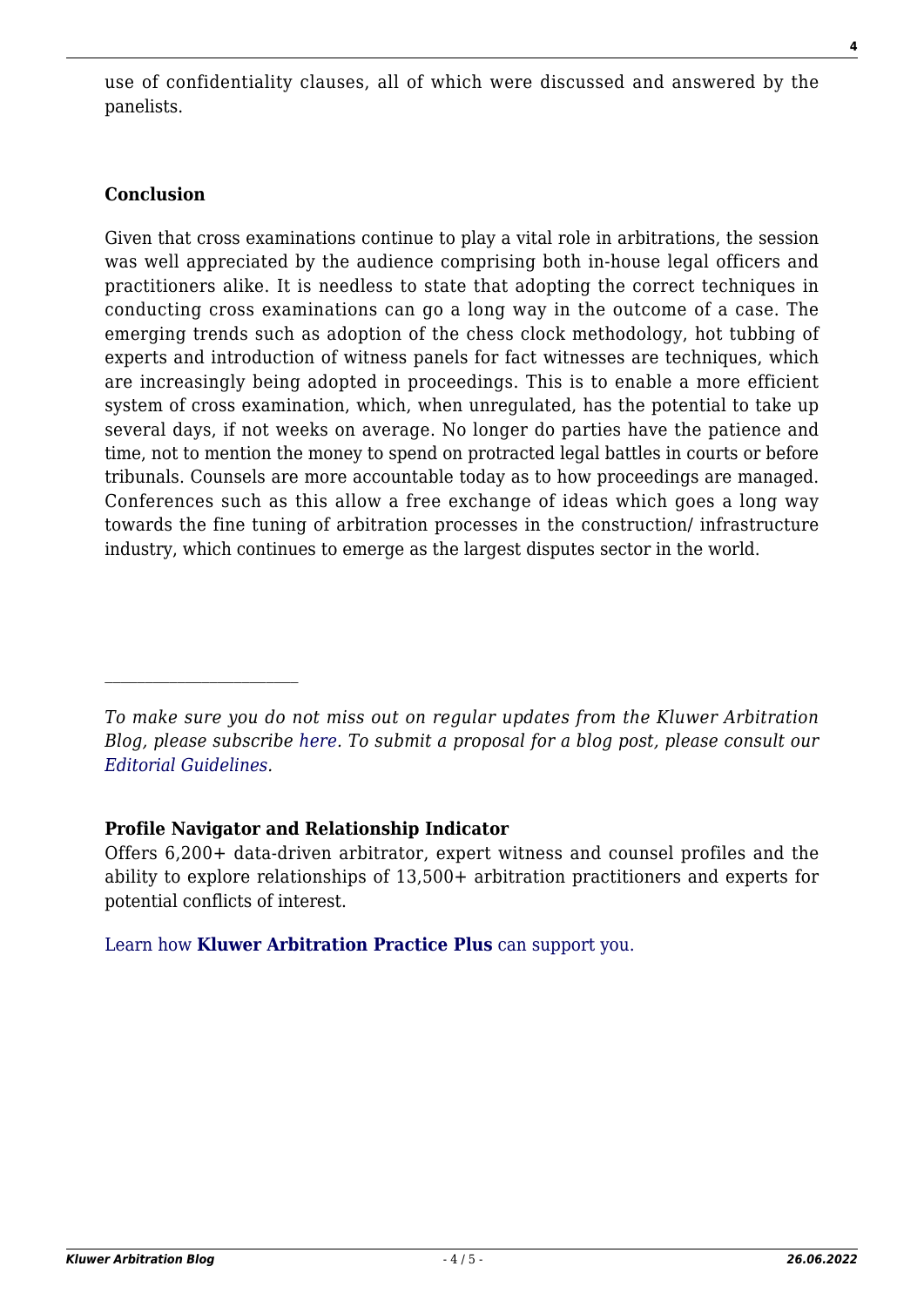use of confidentiality clauses, all of which were discussed and answered by the panelists.

**Conclusion**

Given that cross examinations continue to play a vital role in arbitrations, the session was well appreciated by the audience comprising both in-house legal officers and practitioners alike. It is needless to state that adopting the correct techniques in conducting cross examinations can go a long way in the outcome of a case. The emerging trends such as adoption of the chess clock methodology, hot tubbing of experts and introduction of witness panels for fact witnesses are techniques, which are increasingly being adopted in proceedings. This is to enable a more efficient system of cross examination, which, when unregulated, has the potential to take up several days, if not weeks on average. No longer do parties have the patience and time, not to mention the money to spend on protracted legal battles in courts or before tribunals. Counsels are more accountable today as to how proceedings are managed. Conferences such as this allow a free exchange of ideas which goes a long way towards the fine tuning of arbitration processes in the construction/ infrastructure industry, which continues to emerge as the largest disputes sector in the world.

---

*To make sure you do not miss out on regular updates from the Kluwer Arbitration Blog, please subscribe here. To submit a proposal for a blog post, please consult our Editorial Guidelines.*

**Profile Navigator and Relationship Indicator**

Offers 6,200+ data-driven arbitrator, expert witness and counsel profiles and the ability to explore relationships of 13,500+ arbitration practitioners and experts for potential conflicts of interest.

Learn how **Kluwer Arbitration Practice Plus** can support you.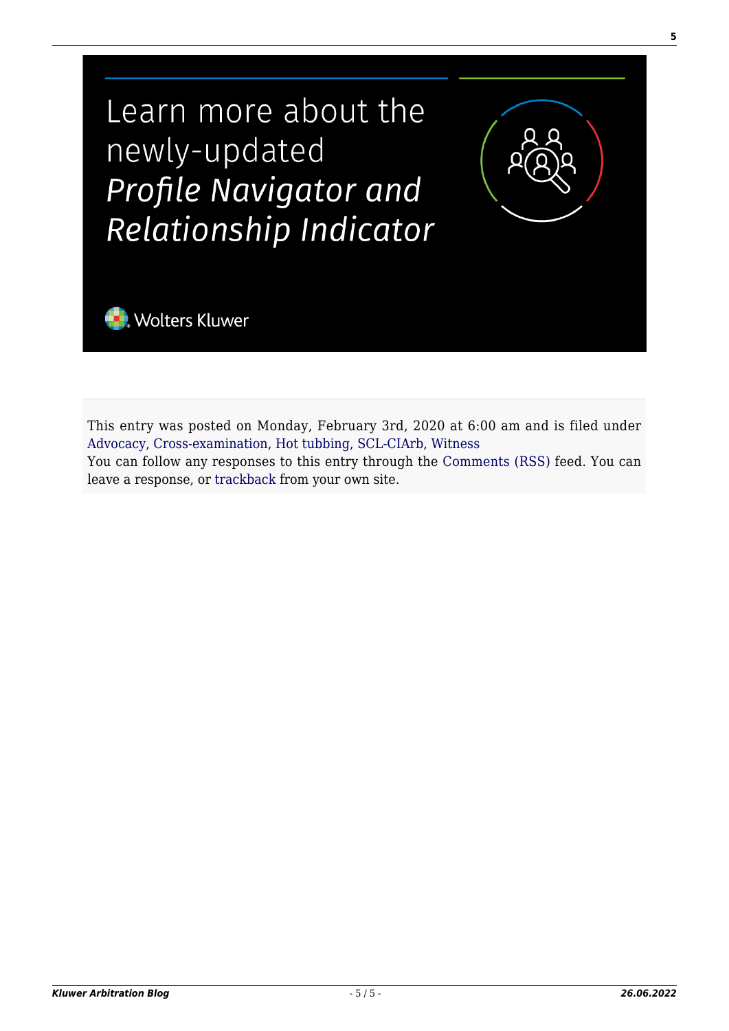Learn more about the newly-updated *Profile Navigator and Relationship Indicator*

Wolters Kluwer

This entry was posted on Monday, February 3rd, 2020 at 6:00 am and is filed under Advocacy, Cross-examination, Hot tubbing, SCL-CIArb, Witness
You can follow any responses to this entry through the Comments (RSS) feed. You can leave a response, or trackback from your own site.